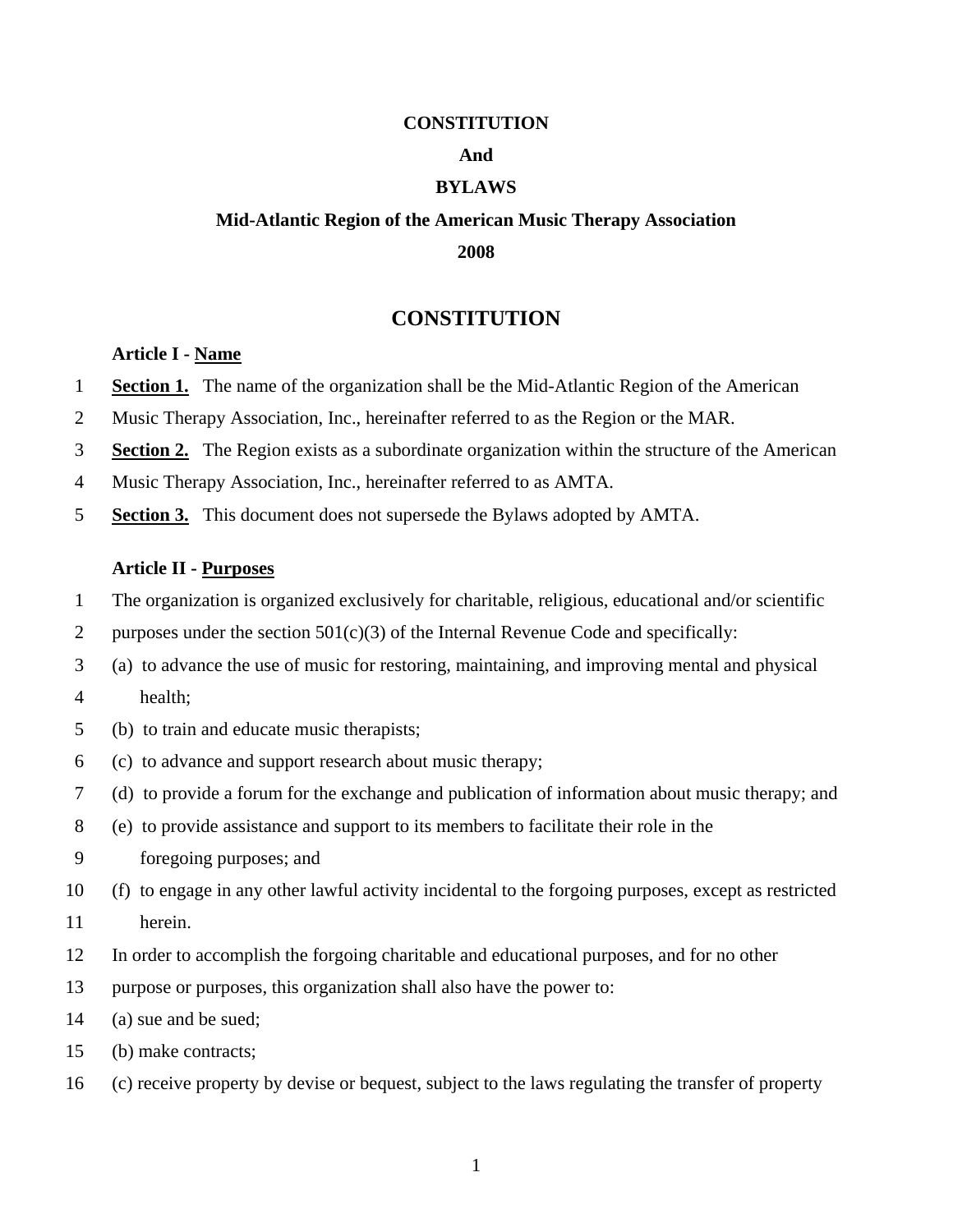**CONSTITUTION**

**And**

**BYLAWS**

**Mid-Atlantic Region of the American Music Therapy Association**

**2008**

# CONSTITUTION

### Article I - Name

**Section 1.** The name of the organization shall be the Mid-Atlantic Region of the American Music Therapy Association, Inc., hereinafter referred to as the Region or the MAR.

**Section 2.** The Region exists as a subordinate organization within the structure of the American Music Therapy Association, Inc., hereinafter referred to as AMTA.

**Section 3.** This document does not supersede the Bylaws adopted by AMTA.

### Article II - Purposes

The organization is organized exclusively for charitable, religious, educational and/or scientific purposes under the section 501(c)(3) of the Internal Revenue Code and specifically:

(a) to advance the use of music for restoring, maintaining, and improving mental and physical health;

(b) to train and educate music therapists;

(c) to advance and support research about music therapy;

(d) to provide a forum for the exchange and publication of information about music therapy; and

(e) to provide assistance and support to its members to facilitate their role in the foregoing purposes; and

(f) to engage in any other lawful activity incidental to the forgoing purposes, except as restricted herein.

In order to accomplish the forgoing charitable and educational purposes, and for no other purpose or purposes, this organization shall also have the power to:

(a) sue and be sued;

(b) make contracts;

(c) receive property by devise or bequest, subject to the laws regulating the transfer of property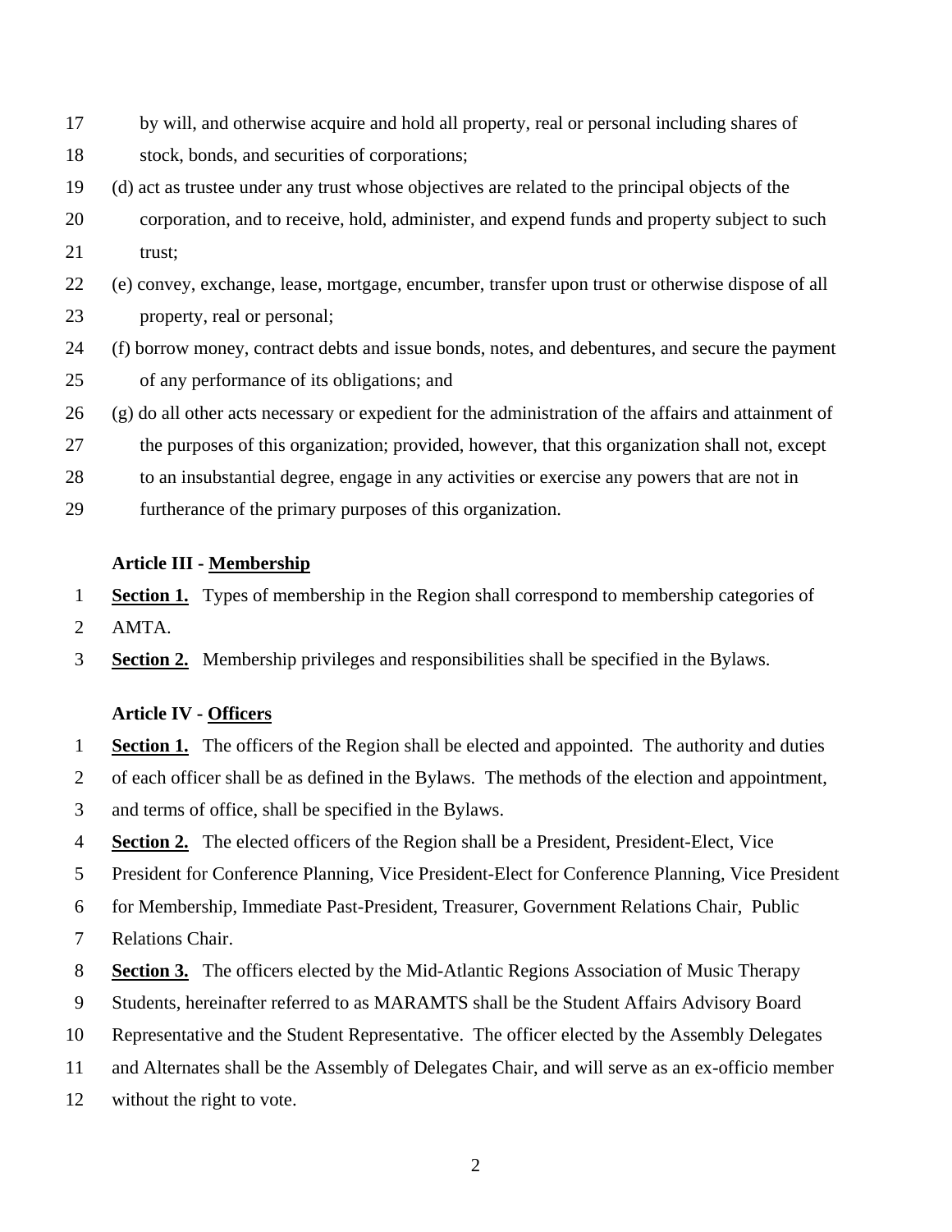by will, and otherwise acquire and hold all property, real or personal including shares of stock, bonds, and securities of corporations;

(d) act as trustee under any trust whose objectives are related to the principal objects of the corporation, and to receive, hold, administer, and expend funds and property subject to such trust;

(e) convey, exchange, lease, mortgage, encumber, transfer upon trust or otherwise dispose of all property, real or personal;

(f) borrow money, contract debts and issue bonds, notes, and debentures, and secure the payment of any performance of its obligations; and

(g) do all other acts necessary or expedient for the administration of the affairs and attainment of the purposes of this organization; provided, however, that this organization shall not, except to an insubstantial degree, engage in any activities or exercise any powers that are not in furtherance of the primary purposes of this organization.

### Article III - Membership

**Section 1.** Types of membership in the Region shall correspond to membership categories of AMTA.

**Section 2.** Membership privileges and responsibilities shall be specified in the Bylaws.

### Article IV - Officers

**Section 1.** The officers of the Region shall be elected and appointed. The authority and duties of each officer shall be as defined in the Bylaws. The methods of the election and appointment, and terms of office, shall be specified in the Bylaws.

**Section 2.** The elected officers of the Region shall be a President, President-Elect, Vice President for Conference Planning, Vice President-Elect for Conference Planning, Vice President for Membership, Immediate Past-President, Treasurer, Government Relations Chair, Public Relations Chair.

**Section 3.** The officers elected by the Mid-Atlantic Regions Association of Music Therapy Students, hereinafter referred to as MARAMTS shall be the Student Affairs Advisory Board Representative and the Student Representative. The officer elected by the Assembly Delegates and Alternates shall be the Assembly of Delegates Chair, and will serve as an ex-officio member without the right to vote.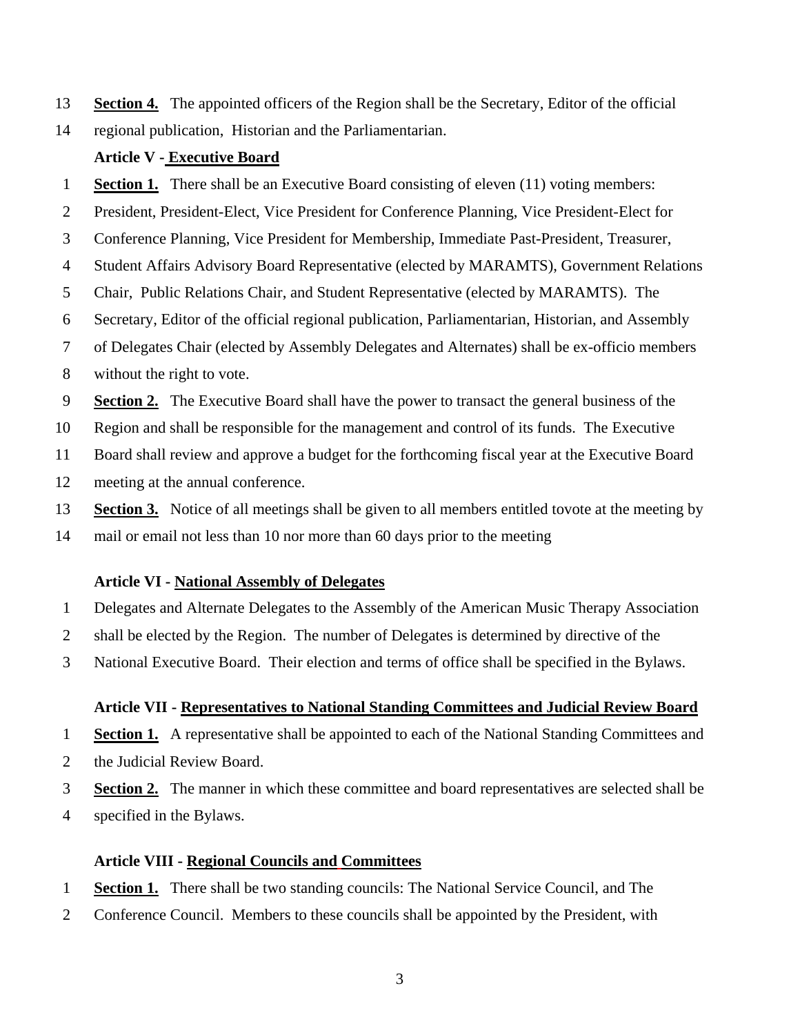**Section 4.** The appointed officers of the Region shall be the Secretary, Editor of the official regional publication, Historian and the Parliamentarian.

### Article V - Executive Board

**Section 1.** There shall be an Executive Board consisting of eleven (11) voting members: President, President-Elect, Vice President for Conference Planning, Vice President-Elect for Conference Planning, Vice President for Membership, Immediate Past-President, Treasurer, Student Affairs Advisory Board Representative (elected by MARAMTS), Government Relations Chair, Public Relations Chair, and Student Representative (elected by MARAMTS). The Secretary, Editor of the official regional publication, Parliamentarian, Historian, and Assembly of Delegates Chair (elected by Assembly Delegates and Alternates) shall be ex-officio members without the right to vote.

**Section 2.** The Executive Board shall have the power to transact the general business of the Region and shall be responsible for the management and control of its funds. The Executive Board shall review and approve a budget for the forthcoming fiscal year at the Executive Board meeting at the annual conference.

**Section 3.** Notice of all meetings shall be given to all members entitled tovote at the meeting by mail or email not less than 10 nor more than 60 days prior to the meeting

### Article VI - National Assembly of Delegates

Delegates and Alternate Delegates to the Assembly of the American Music Therapy Association shall be elected by the Region. The number of Delegates is determined by directive of the National Executive Board. Their election and terms of office shall be specified in the Bylaws.

### Article VII - Representatives to National Standing Committees and Judicial Review Board

**Section 1.** A representative shall be appointed to each of the National Standing Committees and the Judicial Review Board.

**Section 2.** The manner in which these committee and board representatives are selected shall be specified in the Bylaws.

### Article VIII - Regional Councils and Committees

**Section 1.** There shall be two standing councils: The National Service Council, and The Conference Council. Members to these councils shall be appointed by the President, with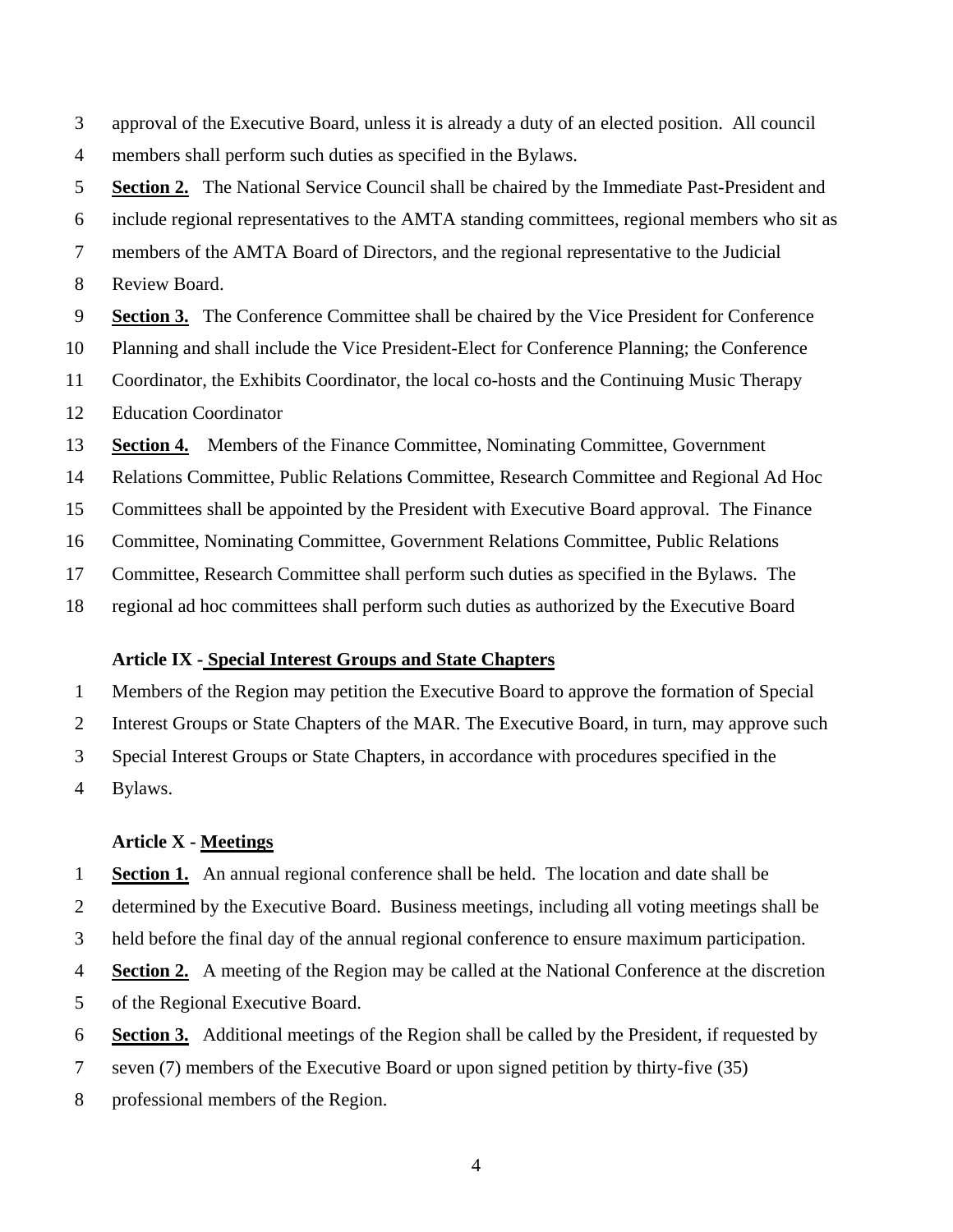approval of the Executive Board, unless it is already a duty of an elected position. All council members shall perform such duties as specified in the Bylaws.

**Section 2.** The National Service Council shall be chaired by the Immediate Past-President and include regional representatives to the AMTA standing committees, regional members who sit as members of the AMTA Board of Directors, and the regional representative to the Judicial Review Board.

**Section 3.** The Conference Committee shall be chaired by the Vice President for Conference Planning and shall include the Vice President-Elect for Conference Planning; the Conference Coordinator, the Exhibits Coordinator, the local co-hosts and the Continuing Music Therapy Education Coordinator

**Section 4.** Members of the Finance Committee, Nominating Committee, Government Relations Committee, Public Relations Committee, Research Committee and Regional Ad Hoc Committees shall be appointed by the President with Executive Board approval. The Finance Committee, Nominating Committee, Government Relations Committee, Public Relations Committee, Research Committee shall perform such duties as specified in the Bylaws. The regional ad hoc committees shall perform such duties as authorized by the Executive Board

## Article IX - Special Interest Groups and State Chapters

Members of the Region may petition the Executive Board to approve the formation of Special Interest Groups or State Chapters of the MAR. The Executive Board, in turn, may approve such Special Interest Groups or State Chapters, in accordance with procedures specified in the Bylaws.

## Article X - Meetings

**Section 1.** An annual regional conference shall be held. The location and date shall be determined by the Executive Board. Business meetings, including all voting meetings shall be held before the final day of the annual regional conference to ensure maximum participation.

**Section 2.** A meeting of the Region may be called at the National Conference at the discretion of the Regional Executive Board.

**Section 3.** Additional meetings of the Region shall be called by the President, if requested by seven (7) members of the Executive Board or upon signed petition by thirty-five (35) professional members of the Region.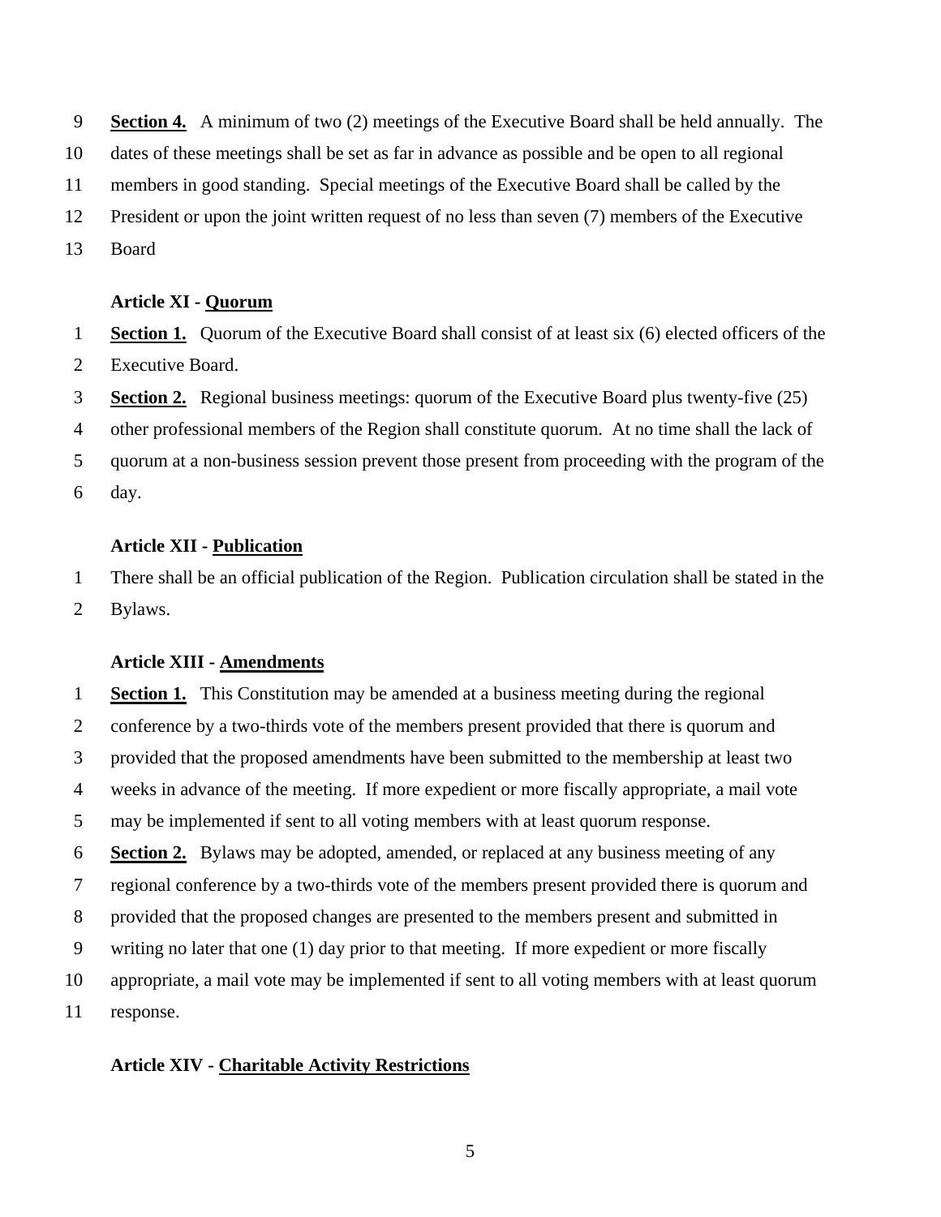**Section 4.** A minimum of two (2) meetings of the Executive Board shall be held annually. The dates of these meetings shall be set as far in advance as possible and be open to all regional members in good standing. Special meetings of the Executive Board shall be called by the President or upon the joint written request of no less than seven (7) members of the Executive Board

### Article XI - Quorum

**Section 1.** Quorum of the Executive Board shall consist of at least six (6) elected officers of the Executive Board.

**Section 2.** Regional business meetings: quorum of the Executive Board plus twenty-five (25) other professional members of the Region shall constitute quorum. At no time shall the lack of quorum at a non-business session prevent those present from proceeding with the program of the day.

### Article XII - Publication

There shall be an official publication of the Region. Publication circulation shall be stated in the Bylaws.

### Article XIII - Amendments

**Section 1.** This Constitution may be amended at a business meeting during the regional conference by a two-thirds vote of the members present provided that there is quorum and provided that the proposed amendments have been submitted to the membership at least two weeks in advance of the meeting. If more expedient or more fiscally appropriate, a mail vote may be implemented if sent to all voting members with at least quorum response.

**Section 2.** Bylaws may be adopted, amended, or replaced at any business meeting of any regional conference by a two-thirds vote of the members present provided there is quorum and provided that the proposed changes are presented to the members present and submitted in writing no later that one (1) day prior to that meeting. If more expedient or more fiscally appropriate, a mail vote may be implemented if sent to all voting members with at least quorum response.

### Article XIV - Charitable Activity Restrictions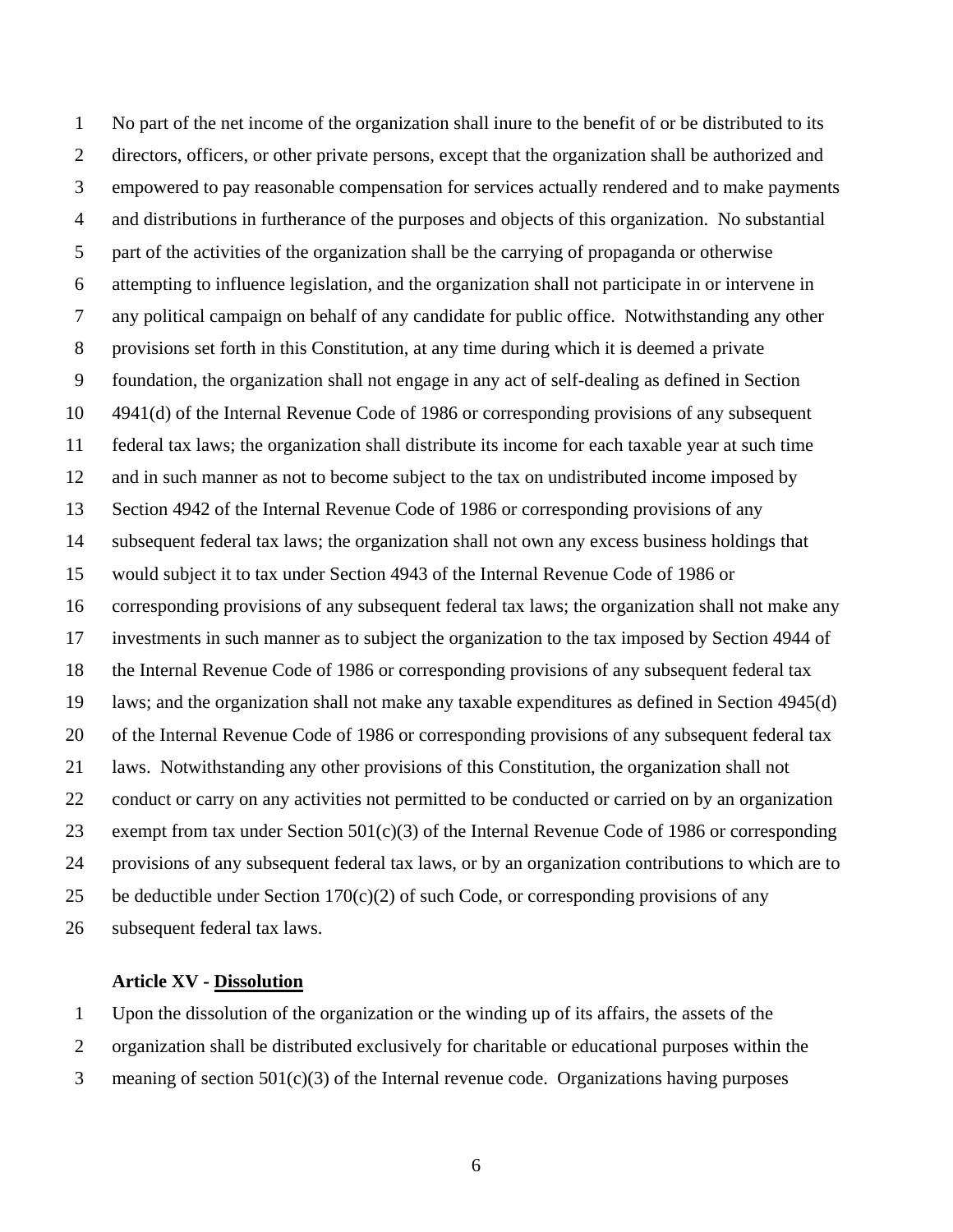No part of the net income of the organization shall inure to the benefit of or be distributed to its directors, officers, or other private persons, except that the organization shall be authorized and empowered to pay reasonable compensation for services actually rendered and to make payments and distributions in furtherance of the purposes and objects of this organization. No substantial part of the activities of the organization shall be the carrying of propaganda or otherwise attempting to influence legislation, and the organization shall not participate in or intervene in any political campaign on behalf of any candidate for public office. Notwithstanding any other provisions set forth in this Constitution, at any time during which it is deemed a private foundation, the organization shall not engage in any act of self-dealing as defined in Section 4941(d) of the Internal Revenue Code of 1986 or corresponding provisions of any subsequent federal tax laws; the organization shall distribute its income for each taxable year at such time and in such manner as not to become subject to the tax on undistributed income imposed by Section 4942 of the Internal Revenue Code of 1986 or corresponding provisions of any subsequent federal tax laws; the organization shall not own any excess business holdings that would subject it to tax under Section 4943 of the Internal Revenue Code of 1986 or corresponding provisions of any subsequent federal tax laws; the organization shall not make any investments in such manner as to subject the organization to the tax imposed by Section 4944 of the Internal Revenue Code of 1986 or corresponding provisions of any subsequent federal tax laws; and the organization shall not make any taxable expenditures as defined in Section 4945(d) of the Internal Revenue Code of 1986 or corresponding provisions of any subsequent federal tax laws. Notwithstanding any other provisions of this Constitution, the organization shall not conduct or carry on any activities not permitted to be conducted or carried on by an organization exempt from tax under Section 501(c)(3) of the Internal Revenue Code of 1986 or corresponding provisions of any subsequent federal tax laws, or by an organization contributions to which are to be deductible under Section 170(c)(2) of such Code, or corresponding provisions of any subsequent federal tax laws.

**Article XV - <u>Dissolution</u>**

Upon the dissolution of the organization or the winding up of its affairs, the assets of the organization shall be distributed exclusively for charitable or educational purposes within the meaning of section 501(c)(3) of the Internal revenue code. Organizations having purposes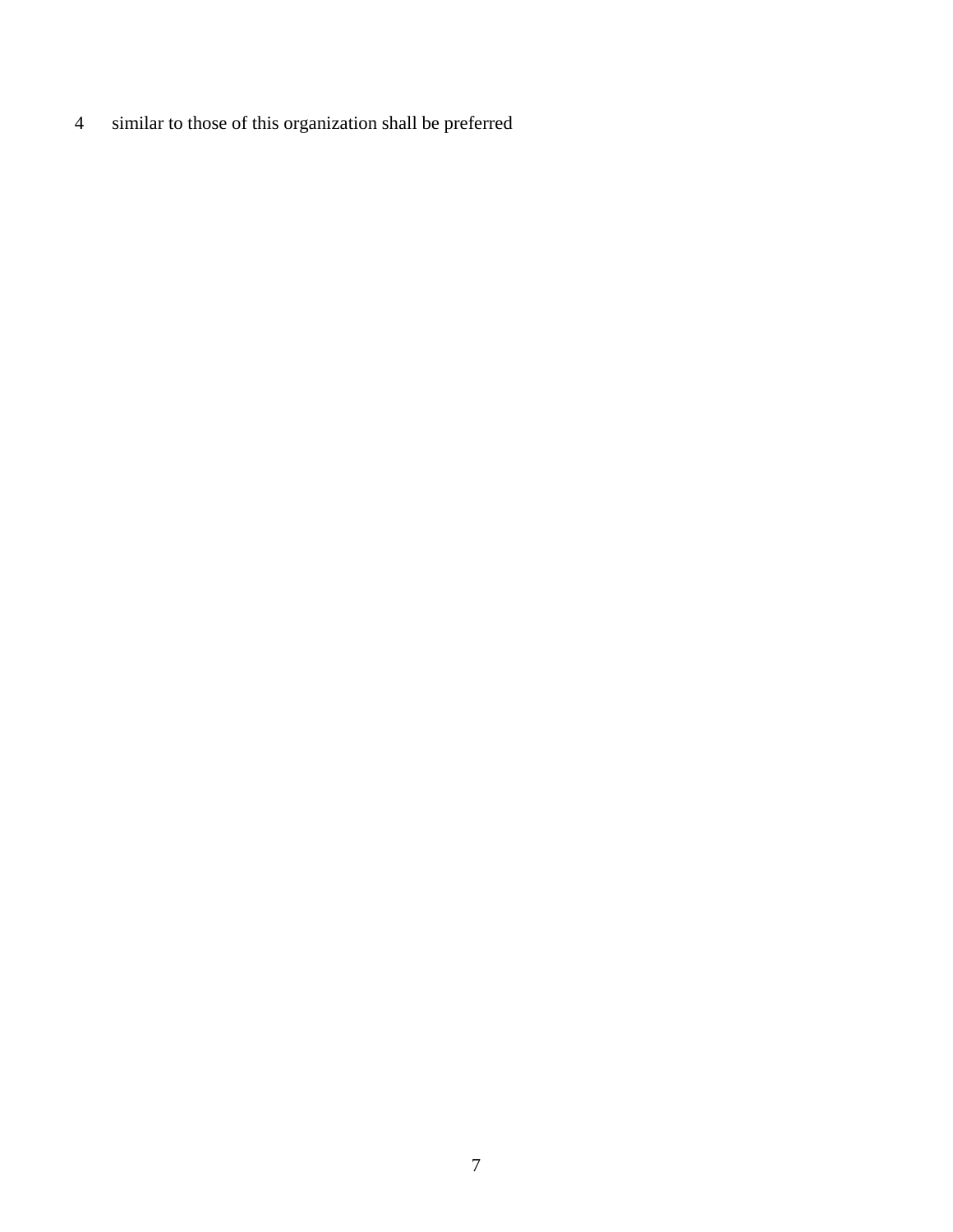4 similar to those of this organization shall be preferred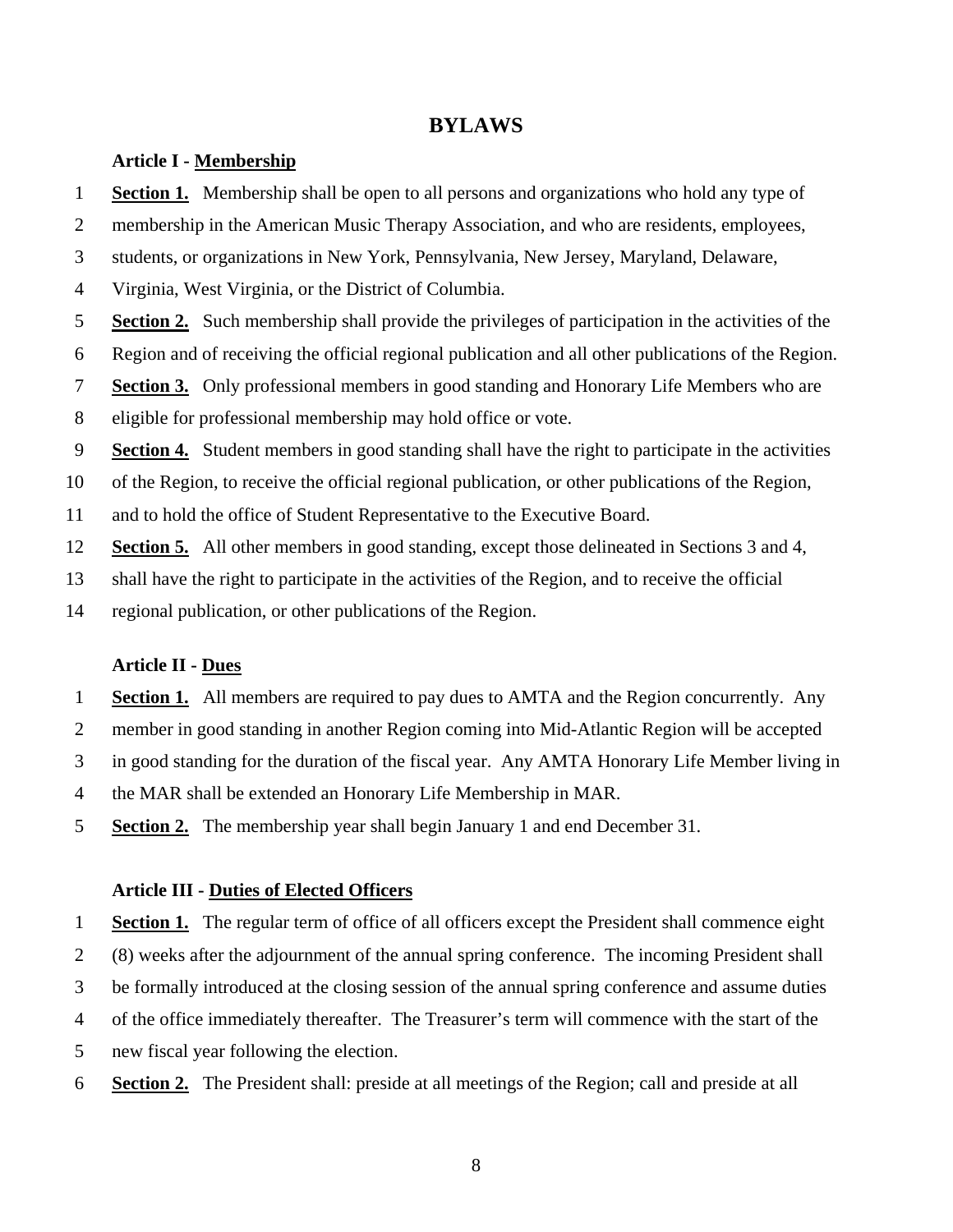# BYLAWS

## Article I - Membership

**Section 1.** Membership shall be open to all persons and organizations who hold any type of membership in the American Music Therapy Association, and who are residents, employees, students, or organizations in New York, Pennsylvania, New Jersey, Maryland, Delaware, Virginia, West Virginia, or the District of Columbia.

**Section 2.** Such membership shall provide the privileges of participation in the activities of the Region and of receiving the official regional publication and all other publications of the Region.

**Section 3.** Only professional members in good standing and Honorary Life Members who are eligible for professional membership may hold office or vote.

**Section 4.** Student members in good standing shall have the right to participate in the activities of the Region, to receive the official regional publication, or other publications of the Region, and to hold the office of Student Representative to the Executive Board.

**Section 5.** All other members in good standing, except those delineated in Sections 3 and 4, shall have the right to participate in the activities of the Region, and to receive the official regional publication, or other publications of the Region.

## Article II - Dues

**Section 1.** All members are required to pay dues to AMTA and the Region concurrently. Any member in good standing in another Region coming into Mid-Atlantic Region will be accepted in good standing for the duration of the fiscal year. Any AMTA Honorary Life Member living in the MAR shall be extended an Honorary Life Membership in MAR.

**Section 2.** The membership year shall begin January 1 and end December 31.

## Article III - Duties of Elected Officers

**Section 1.** The regular term of office of all officers except the President shall commence eight (8) weeks after the adjournment of the annual spring conference. The incoming President shall be formally introduced at the closing session of the annual spring conference and assume duties of the office immediately thereafter. The Treasurer's term will commence with the start of the new fiscal year following the election.

**Section 2.** The President shall: preside at all meetings of the Region; call and preside at all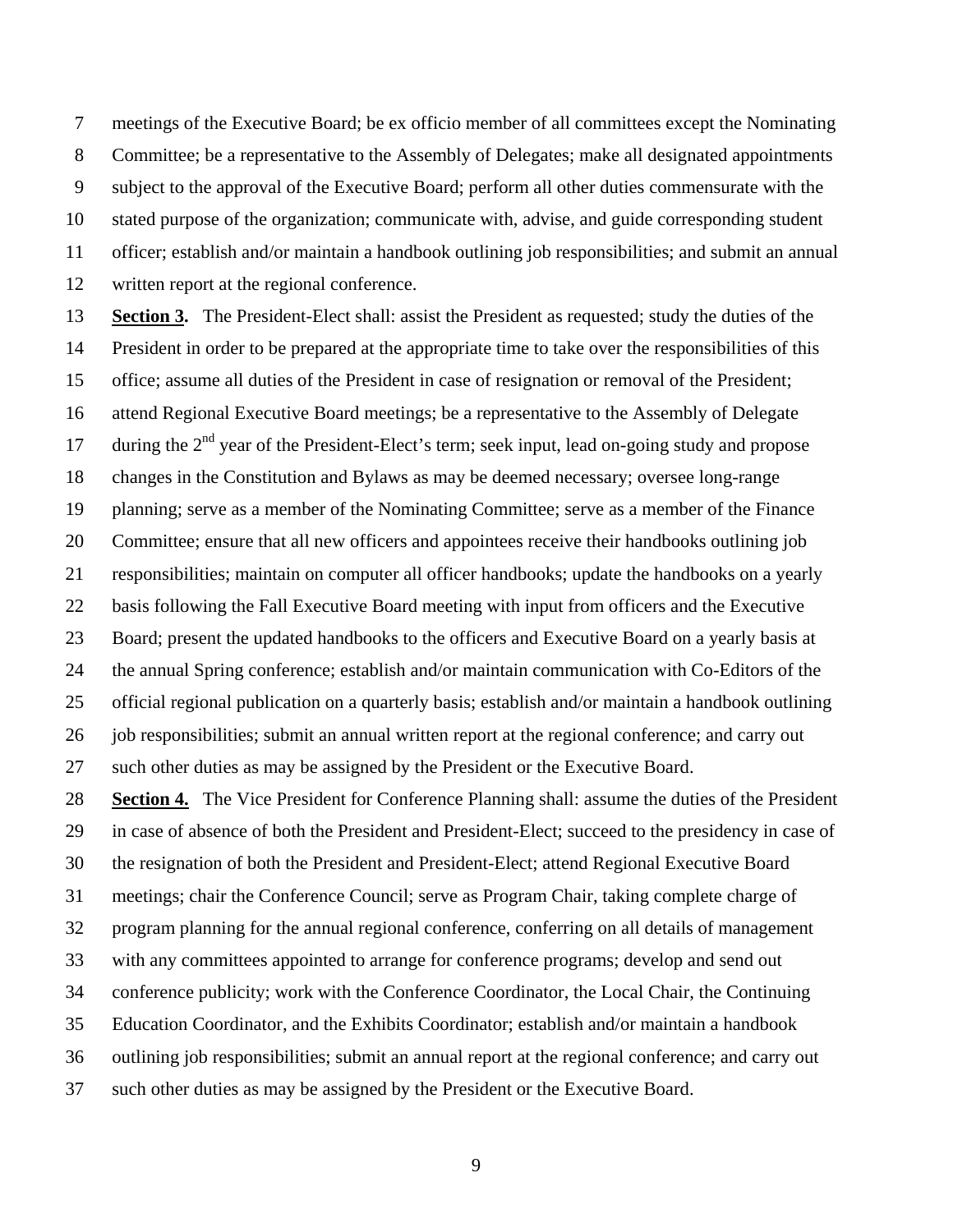meetings of the Executive Board; be ex officio member of all committees except the Nominating Committee; be a representative to the Assembly of Delegates; make all designated appointments subject to the approval of the Executive Board; perform all other duties commensurate with the stated purpose of the organization; communicate with, advise, and guide corresponding student officer; establish and/or maintain a handbook outlining job responsibilities; and submit an annual written report at the regional conference.

**Section 3.** The President-Elect shall: assist the President as requested; study the duties of the President in order to be prepared at the appropriate time to take over the responsibilities of this office; assume all duties of the President in case of resignation or removal of the President; attend Regional Executive Board meetings; be a representative to the Assembly of Delegate during the 2nd year of the President-Elect's term; seek input, lead on-going study and propose changes in the Constitution and Bylaws as may be deemed necessary; oversee long-range planning; serve as a member of the Nominating Committee; serve as a member of the Finance Committee; ensure that all new officers and appointees receive their handbooks outlining job responsibilities; maintain on computer all officer handbooks; update the handbooks on a yearly basis following the Fall Executive Board meeting with input from officers and the Executive Board; present the updated handbooks to the officers and Executive Board on a yearly basis at the annual Spring conference; establish and/or maintain communication with Co-Editors of the official regional publication on a quarterly basis; establish and/or maintain a handbook outlining job responsibilities; submit an annual written report at the regional conference; and carry out such other duties as may be assigned by the President or the Executive Board.

**Section 4.** The Vice President for Conference Planning shall: assume the duties of the President in case of absence of both the President and President-Elect; succeed to the presidency in case of the resignation of both the President and President-Elect; attend Regional Executive Board meetings; chair the Conference Council; serve as Program Chair, taking complete charge of program planning for the annual regional conference, conferring on all details of management with any committees appointed to arrange for conference programs; develop and send out conference publicity; work with the Conference Coordinator, the Local Chair, the Continuing Education Coordinator, and the Exhibits Coordinator; establish and/or maintain a handbook outlining job responsibilities; submit an annual report at the regional conference; and carry out such other duties as may be assigned by the President or the Executive Board.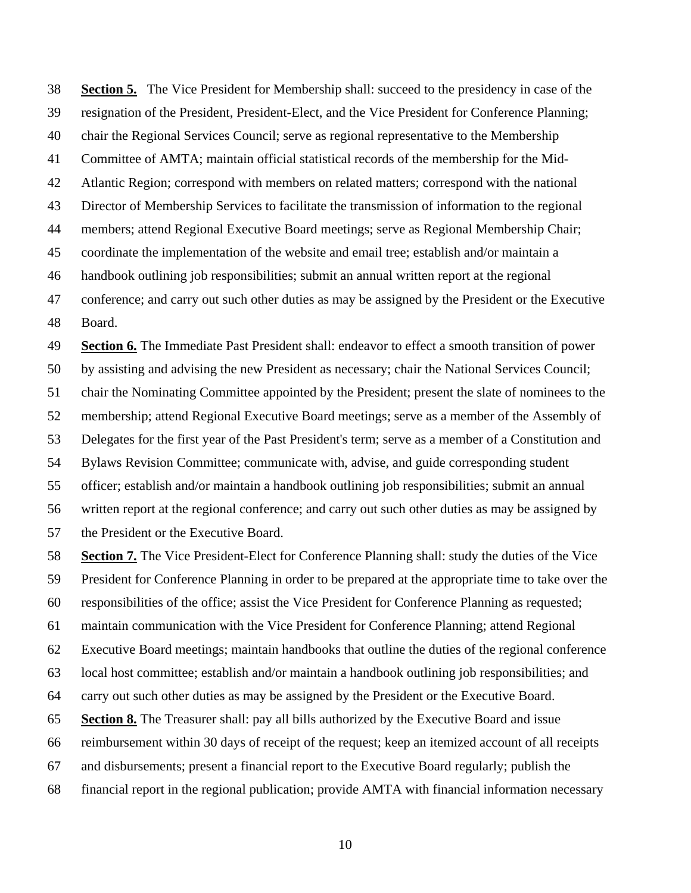**Section 5.** The Vice President for Membership shall: succeed to the presidency in case of the resignation of the President, President-Elect, and the Vice President for Conference Planning; chair the Regional Services Council; serve as regional representative to the Membership Committee of AMTA; maintain official statistical records of the membership for the Mid-Atlantic Region; correspond with members on related matters; correspond with the national Director of Membership Services to facilitate the transmission of information to the regional members; attend Regional Executive Board meetings; serve as Regional Membership Chair; coordinate the implementation of the website and email tree; establish and/or maintain a handbook outlining job responsibilities; submit an annual written report at the regional conference; and carry out such other duties as may be assigned by the President or the Executive Board.

**Section 6.** The Immediate Past President shall: endeavor to effect a smooth transition of power by assisting and advising the new President as necessary; chair the National Services Council; chair the Nominating Committee appointed by the President; present the slate of nominees to the membership; attend Regional Executive Board meetings; serve as a member of the Assembly of Delegates for the first year of the Past President's term; serve as a member of a Constitution and Bylaws Revision Committee; communicate with, advise, and guide corresponding student officer; establish and/or maintain a handbook outlining job responsibilities; submit an annual written report at the regional conference; and carry out such other duties as may be assigned by the President or the Executive Board.

**Section 7.** The Vice President-Elect for Conference Planning shall: study the duties of the Vice President for Conference Planning in order to be prepared at the appropriate time to take over the responsibilities of the office; assist the Vice President for Conference Planning as requested; maintain communication with the Vice President for Conference Planning; attend Regional Executive Board meetings; maintain handbooks that outline the duties of the regional conference local host committee; establish and/or maintain a handbook outlining job responsibilities; and carry out such other duties as may be assigned by the President or the Executive Board.

**Section 8.** The Treasurer shall: pay all bills authorized by the Executive Board and issue reimbursement within 30 days of receipt of the request; keep an itemized account of all receipts and disbursements; present a financial report to the Executive Board regularly; publish the financial report in the regional publication; provide AMTA with financial information necessary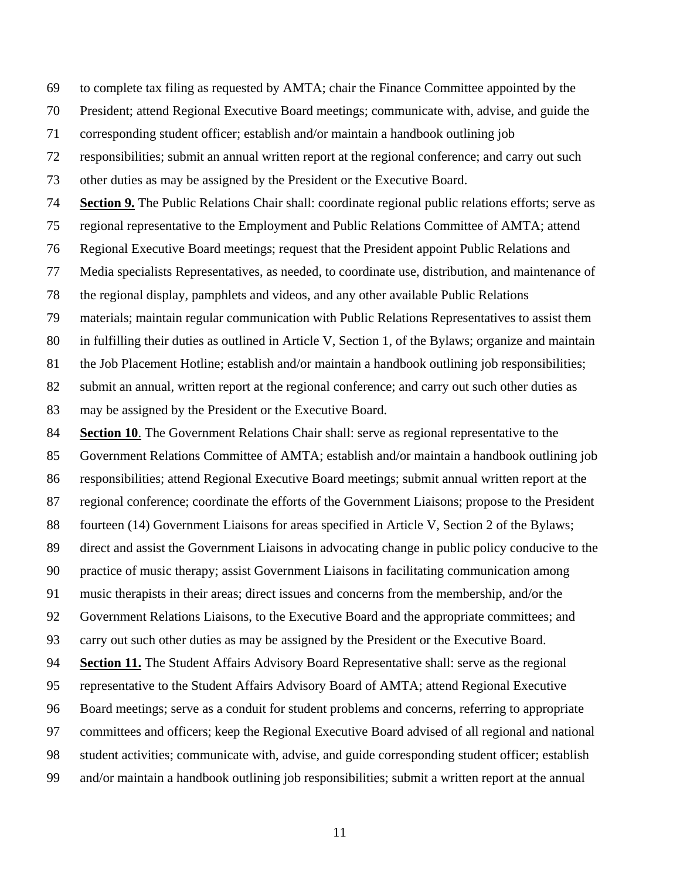to complete tax filing as requested by AMTA; chair the Finance Committee appointed by the President; attend Regional Executive Board meetings; communicate with, advise, and guide the corresponding student officer; establish and/or maintain a handbook outlining job responsibilities; submit an annual written report at the regional conference; and carry out such other duties as may be assigned by the President or the Executive Board.

**Section 9.** The Public Relations Chair shall: coordinate regional public relations efforts; serve as regional representative to the Employment and Public Relations Committee of AMTA; attend Regional Executive Board meetings; request that the President appoint Public Relations and Media specialists Representatives, as needed, to coordinate use, distribution, and maintenance of the regional display, pamphlets and videos, and any other available Public Relations materials; maintain regular communication with Public Relations Representatives to assist them in fulfilling their duties as outlined in Article V, Section 1, of the Bylaws; organize and maintain the Job Placement Hotline; establish and/or maintain a handbook outlining job responsibilities; submit an annual, written report at the regional conference; and carry out such other duties as may be assigned by the President or the Executive Board.

**Section 10**. The Government Relations Chair shall: serve as regional representative to the Government Relations Committee of AMTA; establish and/or maintain a handbook outlining job responsibilities; attend Regional Executive Board meetings; submit annual written report at the regional conference; coordinate the efforts of the Government Liaisons; propose to the President fourteen (14) Government Liaisons for areas specified in Article V, Section 2 of the Bylaws; direct and assist the Government Liaisons in advocating change in public policy conducive to the practice of music therapy; assist Government Liaisons in facilitating communication among music therapists in their areas; direct issues and concerns from the membership, and/or the Government Relations Liaisons, to the Executive Board and the appropriate committees; and carry out such other duties as may be assigned by the President or the Executive Board.

**Section 11.** The Student Affairs Advisory Board Representative shall: serve as the regional representative to the Student Affairs Advisory Board of AMTA; attend Regional Executive Board meetings; serve as a conduit for student problems and concerns, referring to appropriate committees and officers; keep the Regional Executive Board advised of all regional and national student activities; communicate with, advise, and guide corresponding student officer; establish and/or maintain a handbook outlining job responsibilities; submit a written report at the annual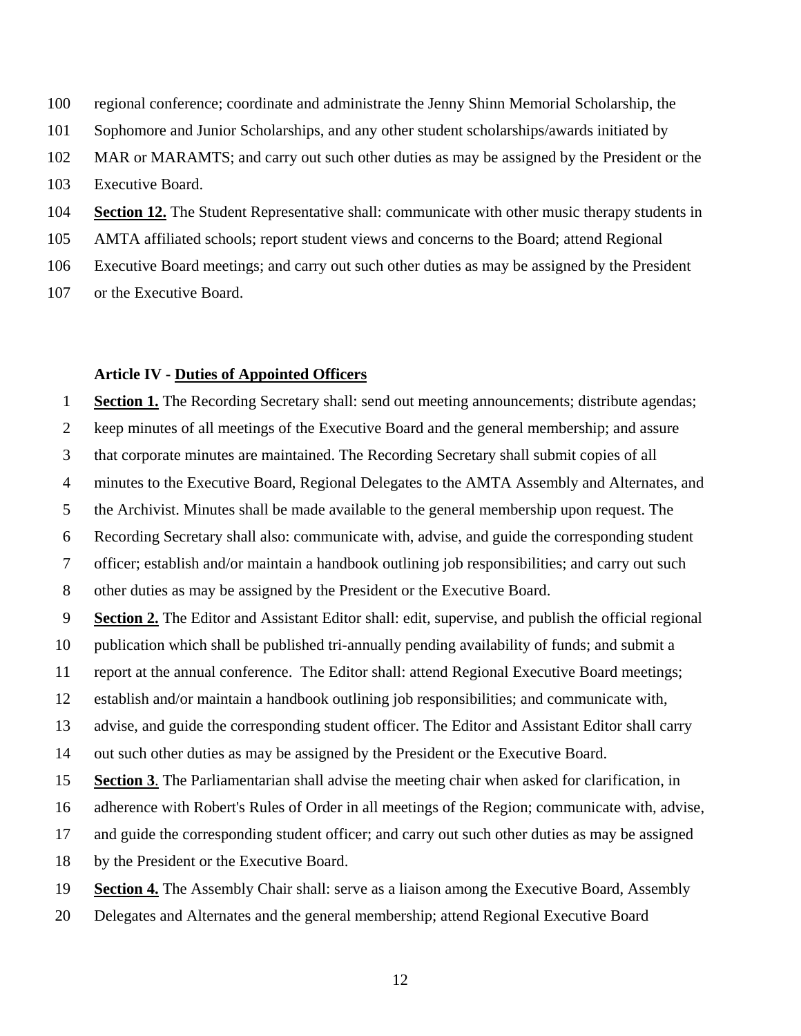regional conference; coordinate and administrate the Jenny Shinn Memorial Scholarship, the Sophomore and Junior Scholarships, and any other student scholarships/awards initiated by MAR or MARAMTS; and carry out such other duties as may be assigned by the President or the Executive Board.

**Section 12.** The Student Representative shall: communicate with other music therapy students in AMTA affiliated schools; report student views and concerns to the Board; attend Regional Executive Board meetings; and carry out such other duties as may be assigned by the President or the Executive Board.

### Article IV - Duties of Appointed Officers

**Section 1.** The Recording Secretary shall: send out meeting announcements; distribute agendas; keep minutes of all meetings of the Executive Board and the general membership; and assure that corporate minutes are maintained. The Recording Secretary shall submit copies of all minutes to the Executive Board, Regional Delegates to the AMTA Assembly and Alternates, and the Archivist. Minutes shall be made available to the general membership upon request. The Recording Secretary shall also: communicate with, advise, and guide the corresponding student officer; establish and/or maintain a handbook outlining job responsibilities; and carry out such other duties as may be assigned by the President or the Executive Board.

**Section 2.** The Editor and Assistant Editor shall: edit, supervise, and publish the official regional publication which shall be published tri-annually pending availability of funds; and submit a report at the annual conference. The Editor shall: attend Regional Executive Board meetings; establish and/or maintain a handbook outlining job responsibilities; and communicate with, advise, and guide the corresponding student officer. The Editor and Assistant Editor shall carry out such other duties as may be assigned by the President or the Executive Board.

**Section 3**. The Parliamentarian shall advise the meeting chair when asked for clarification, in adherence with Robert's Rules of Order in all meetings of the Region; communicate with, advise, and guide the corresponding student officer; and carry out such other duties as may be assigned by the President or the Executive Board.

**Section 4.** The Assembly Chair shall: serve as a liaison among the Executive Board, Assembly Delegates and Alternates and the general membership; attend Regional Executive Board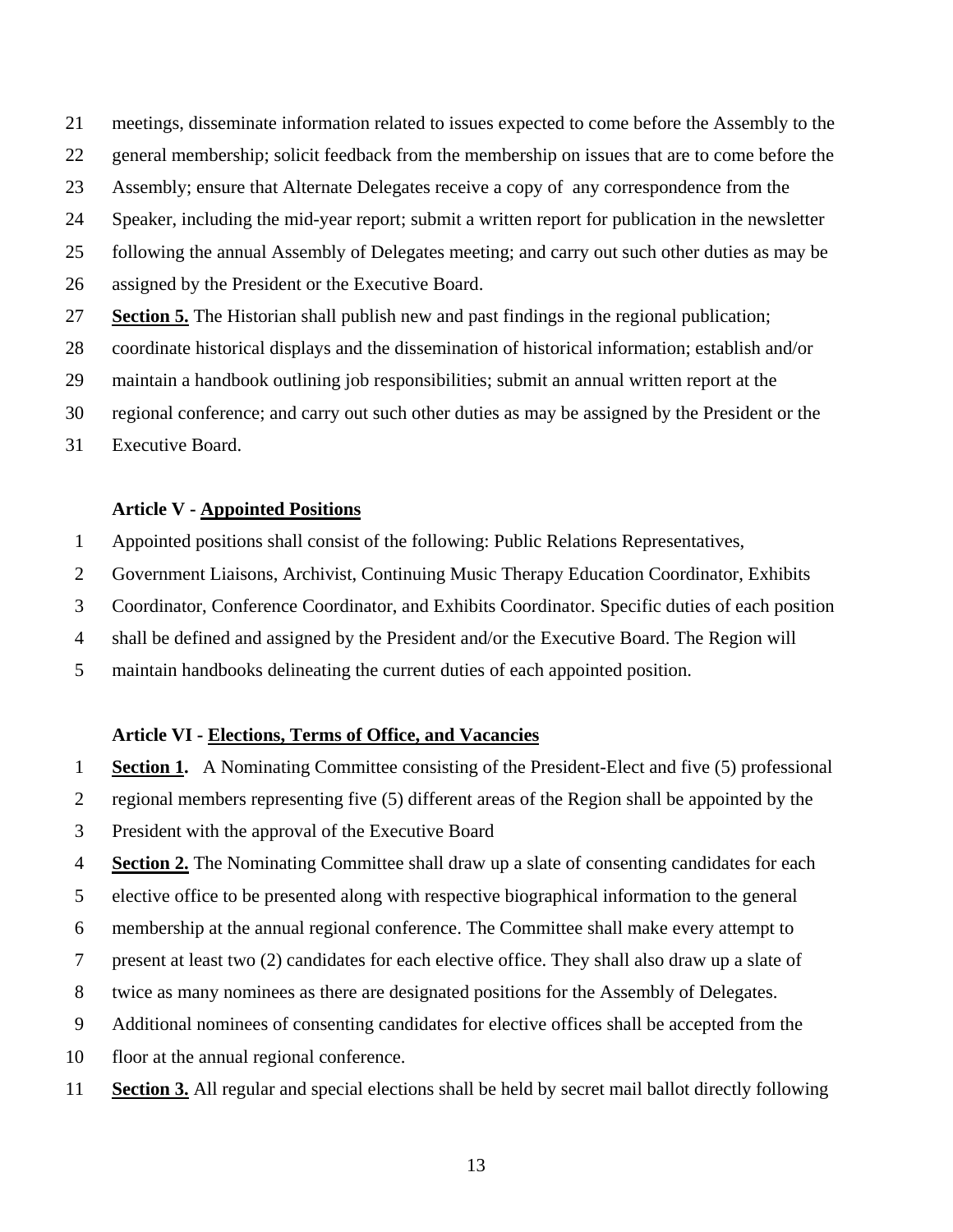meetings, disseminate information related to issues expected to come before the Assembly to the general membership; solicit feedback from the membership on issues that are to come before the Assembly; ensure that Alternate Delegates receive a copy of any correspondence from the Speaker, including the mid-year report; submit a written report for publication in the newsletter following the annual Assembly of Delegates meeting; and carry out such other duties as may be assigned by the President or the Executive Board.

**Section 5.** The Historian shall publish new and past findings in the regional publication; coordinate historical displays and the dissemination of historical information; establish and/or maintain a handbook outlining job responsibilities; submit an annual written report at the regional conference; and carry out such other duties as may be assigned by the President or the Executive Board.

### Article V - Appointed Positions

Appointed positions shall consist of the following: Public Relations Representatives, Government Liaisons, Archivist, Continuing Music Therapy Education Coordinator, Exhibits Coordinator, Conference Coordinator, and Exhibits Coordinator. Specific duties of each position shall be defined and assigned by the President and/or the Executive Board. The Region will maintain handbooks delineating the current duties of each appointed position.

### Article VI - Elections, Terms of Office, and Vacancies

**Section 1.** A Nominating Committee consisting of the President-Elect and five (5) professional regional members representing five (5) different areas of the Region shall be appointed by the President with the approval of the Executive Board

**Section 2.** The Nominating Committee shall draw up a slate of consenting candidates for each elective office to be presented along with respective biographical information to the general membership at the annual regional conference. The Committee shall make every attempt to present at least two (2) candidates for each elective office. They shall also draw up a slate of twice as many nominees as there are designated positions for the Assembly of Delegates. Additional nominees of consenting candidates for elective offices shall be accepted from the floor at the annual regional conference.

**Section 3.** All regular and special elections shall be held by secret mail ballot directly following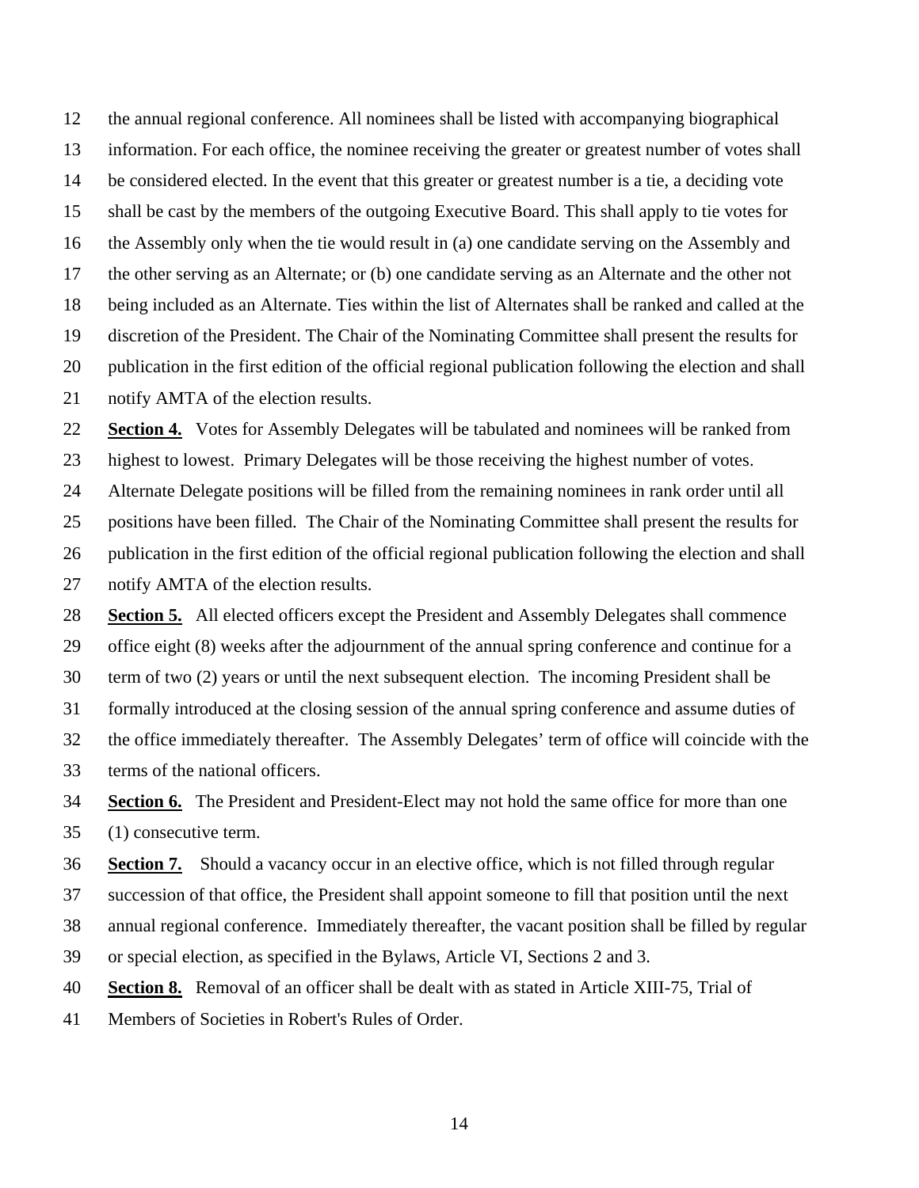the annual regional conference. All nominees shall be listed with accompanying biographical information. For each office, the nominee receiving the greater or greatest number of votes shall be considered elected. In the event that this greater or greatest number is a tie, a deciding vote shall be cast by the members of the outgoing Executive Board. This shall apply to tie votes for the Assembly only when the tie would result in (a) one candidate serving on the Assembly and the other serving as an Alternate; or (b) one candidate serving as an Alternate and the other not being included as an Alternate. Ties within the list of Alternates shall be ranked and called at the discretion of the President. The Chair of the Nominating Committee shall present the results for publication in the first edition of the official regional publication following the election and shall notify AMTA of the election results.

**Section 4.** Votes for Assembly Delegates will be tabulated and nominees will be ranked from highest to lowest. Primary Delegates will be those receiving the highest number of votes. Alternate Delegate positions will be filled from the remaining nominees in rank order until all positions have been filled. The Chair of the Nominating Committee shall present the results for publication in the first edition of the official regional publication following the election and shall notify AMTA of the election results.

**Section 5.** All elected officers except the President and Assembly Delegates shall commence office eight (8) weeks after the adjournment of the annual spring conference and continue for a term of two (2) years or until the next subsequent election. The incoming President shall be formally introduced at the closing session of the annual spring conference and assume duties of the office immediately thereafter. The Assembly Delegates' term of office will coincide with the terms of the national officers.

**Section 6.** The President and President-Elect may not hold the same office for more than one (1) consecutive term.

**Section 7.** Should a vacancy occur in an elective office, which is not filled through regular succession of that office, the President shall appoint someone to fill that position until the next annual regional conference. Immediately thereafter, the vacant position shall be filled by regular or special election, as specified in the Bylaws, Article VI, Sections 2 and 3.

**Section 8.** Removal of an officer shall be dealt with as stated in Article XIII-75, Trial of Members of Societies in Robert's Rules of Order.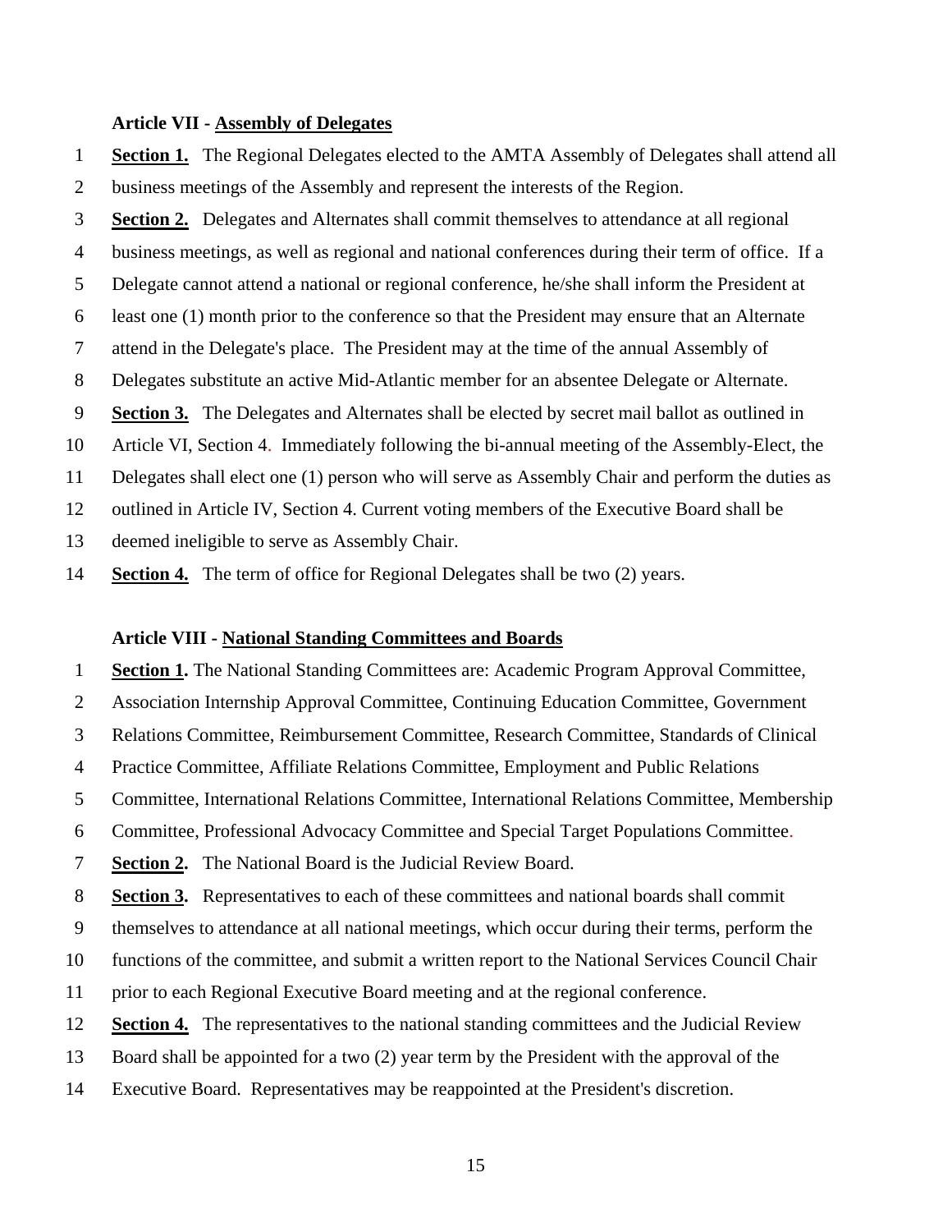### Article VII - Assembly of Delegates

**Section 1.** The Regional Delegates elected to the AMTA Assembly of Delegates shall attend all business meetings of the Assembly and represent the interests of the Region.

**Section 2.** Delegates and Alternates shall commit themselves to attendance at all regional business meetings, as well as regional and national conferences during their term of office. If a Delegate cannot attend a national or regional conference, he/she shall inform the President at least one (1) month prior to the conference so that the President may ensure that an Alternate attend in the Delegate's place. The President may at the time of the annual Assembly of Delegates substitute an active Mid-Atlantic member for an absentee Delegate or Alternate.

**Section 3.** The Delegates and Alternates shall be elected by secret mail ballot as outlined in Article VI, Section 4. Immediately following the bi-annual meeting of the Assembly-Elect, the Delegates shall elect one (1) person who will serve as Assembly Chair and perform the duties as outlined in Article IV, Section 4. Current voting members of the Executive Board shall be deemed ineligible to serve as Assembly Chair.

**Section 4.** The term of office for Regional Delegates shall be two (2) years.

### Article VIII - National Standing Committees and Boards

**Section 1.** The National Standing Committees are: Academic Program Approval Committee, Association Internship Approval Committee, Continuing Education Committee, Government Relations Committee, Reimbursement Committee, Research Committee, Standards of Clinical Practice Committee, Affiliate Relations Committee, Employment and Public Relations Committee, International Relations Committee, International Relations Committee, Membership Committee, Professional Advocacy Committee and Special Target Populations Committee.

**Section 2.** The National Board is the Judicial Review Board.

**Section 3.** Representatives to each of these committees and national boards shall commit themselves to attendance at all national meetings, which occur during their terms, perform the functions of the committee, and submit a written report to the National Services Council Chair prior to each Regional Executive Board meeting and at the regional conference.

**Section 4.** The representatives to the national standing committees and the Judicial Review Board shall be appointed for a two (2) year term by the President with the approval of the Executive Board. Representatives may be reappointed at the President's discretion.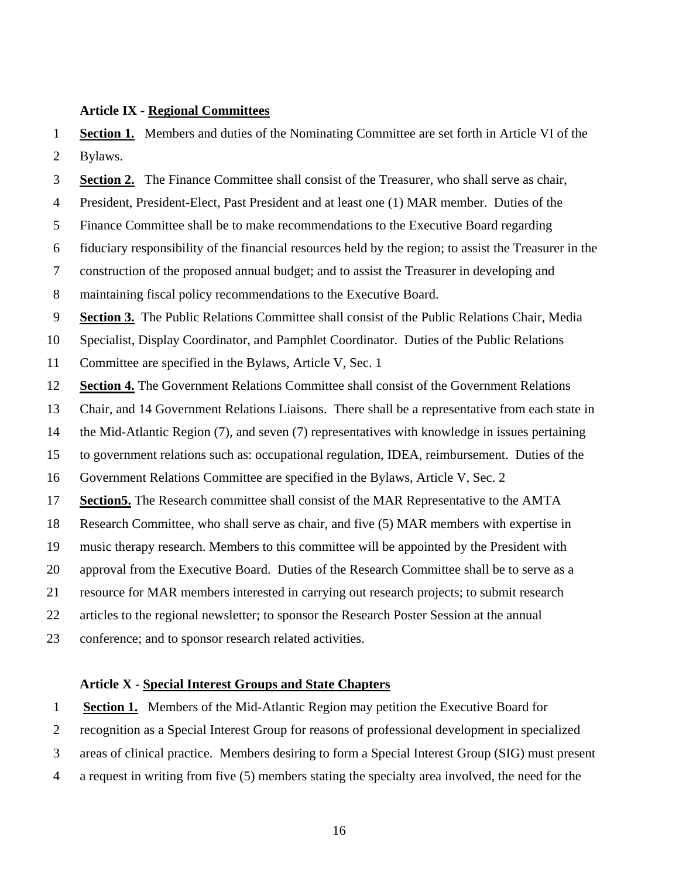### Article IX - <u>Regional Committees</u>

**<u>Section 1.</u>** Members and duties of the Nominating Committee are set forth in Article VI of the Bylaws.

**<u>Section 2.</u>** The Finance Committee shall consist of the Treasurer, who shall serve as chair, President, President-Elect, Past President and at least one (1) MAR member. Duties of the Finance Committee shall be to make recommendations to the Executive Board regarding fiduciary responsibility of the financial resources held by the region; to assist the Treasurer in the construction of the proposed annual budget; and to assist the Treasurer in developing and maintaining fiscal policy recommendations to the Executive Board.

**<u>Section 3.</u>** The Public Relations Committee shall consist of the Public Relations Chair, Media Specialist, Display Coordinator, and Pamphlet Coordinator. Duties of the Public Relations Committee are specified in the Bylaws, Article V, Sec. 1

**<u>Section 4.</u>** The Government Relations Committee shall consist of the Government Relations Chair, and 14 Government Relations Liaisons. There shall be a representative from each state in the Mid-Atlantic Region (7), and seven (7) representatives with knowledge in issues pertaining to government relations such as: occupational regulation, IDEA, reimbursement. Duties of the Government Relations Committee are specified in the Bylaws, Article V, Sec. 2

**<u>Section5.</u>** The Research committee shall consist of the MAR Representative to the AMTA Research Committee, who shall serve as chair, and five (5) MAR members with expertise in music therapy research. Members to this committee will be appointed by the President with approval from the Executive Board. Duties of the Research Committee shall be to serve as a resource for MAR members interested in carrying out research projects; to submit research articles to the regional newsletter; to sponsor the Research Poster Session at the annual conference; and to sponsor research related activities.

### Article X - <u>Special Interest Groups and State Chapters</u>

**<u>Section 1.</u>** Members of the Mid-Atlantic Region may petition the Executive Board for recognition as a Special Interest Group for reasons of professional development in specialized areas of clinical practice. Members desiring to form a Special Interest Group (SIG) must present a request in writing from five (5) members stating the specialty area involved, the need for the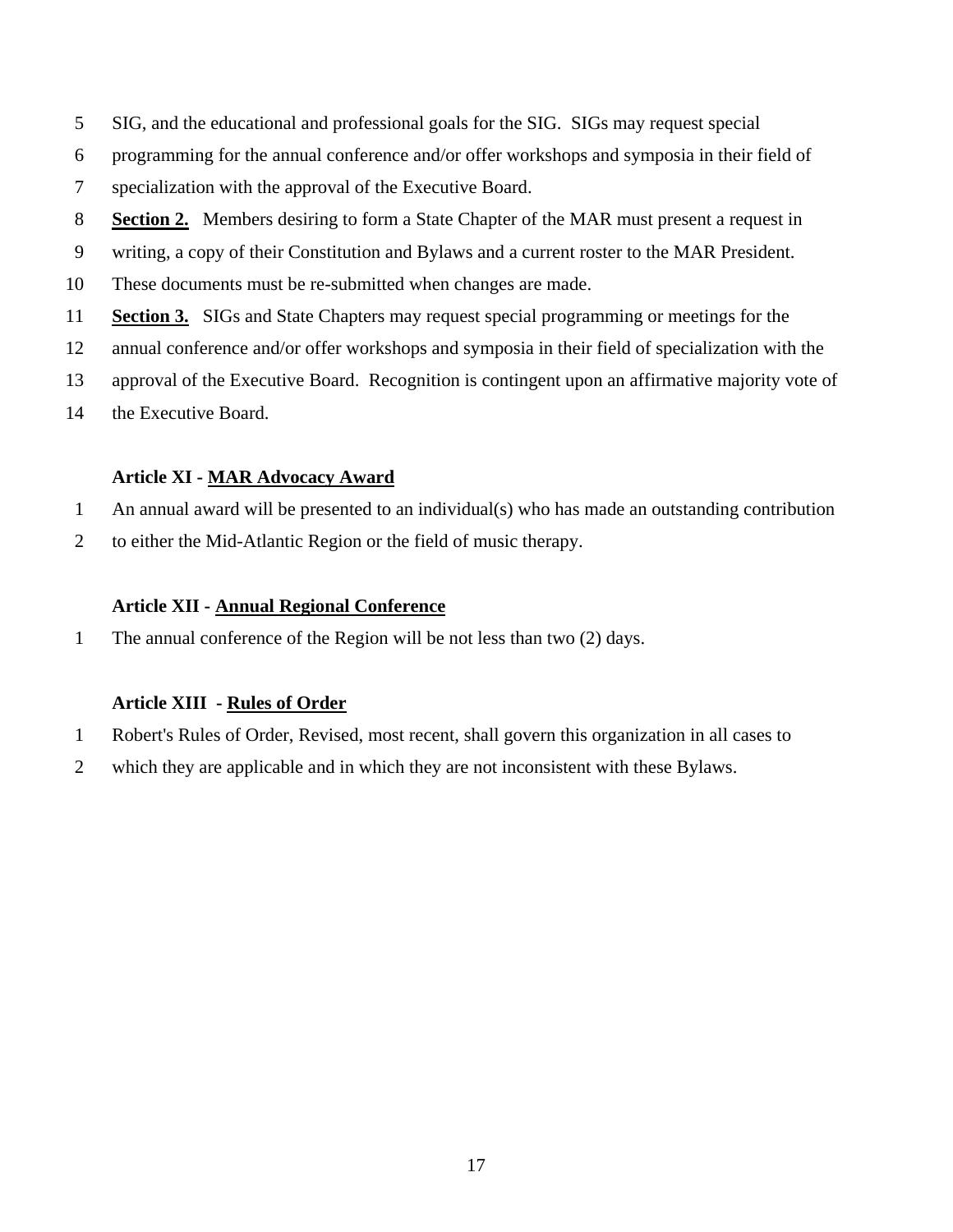SIG, and the educational and professional goals for the SIG. SIGs may request special programming for the annual conference and/or offer workshops and symposia in their field of specialization with the approval of the Executive Board.

**Section 2.** Members desiring to form a State Chapter of the MAR must present a request in writing, a copy of their Constitution and Bylaws and a current roster to the MAR President. These documents must be re-submitted when changes are made.

**Section 3.** SIGs and State Chapters may request special programming or meetings for the annual conference and/or offer workshops and symposia in their field of specialization with the approval of the Executive Board. Recognition is contingent upon an affirmative majority vote of the Executive Board.

### Article XI - MAR Advocacy Award

An annual award will be presented to an individual(s) who has made an outstanding contribution to either the Mid-Atlantic Region or the field of music therapy.

### Article XII - Annual Regional Conference

The annual conference of the Region will be not less than two (2) days.

### Article XIII - Rules of Order

Robert's Rules of Order, Revised, most recent, shall govern this organization in all cases to which they are applicable and in which they are not inconsistent with these Bylaws.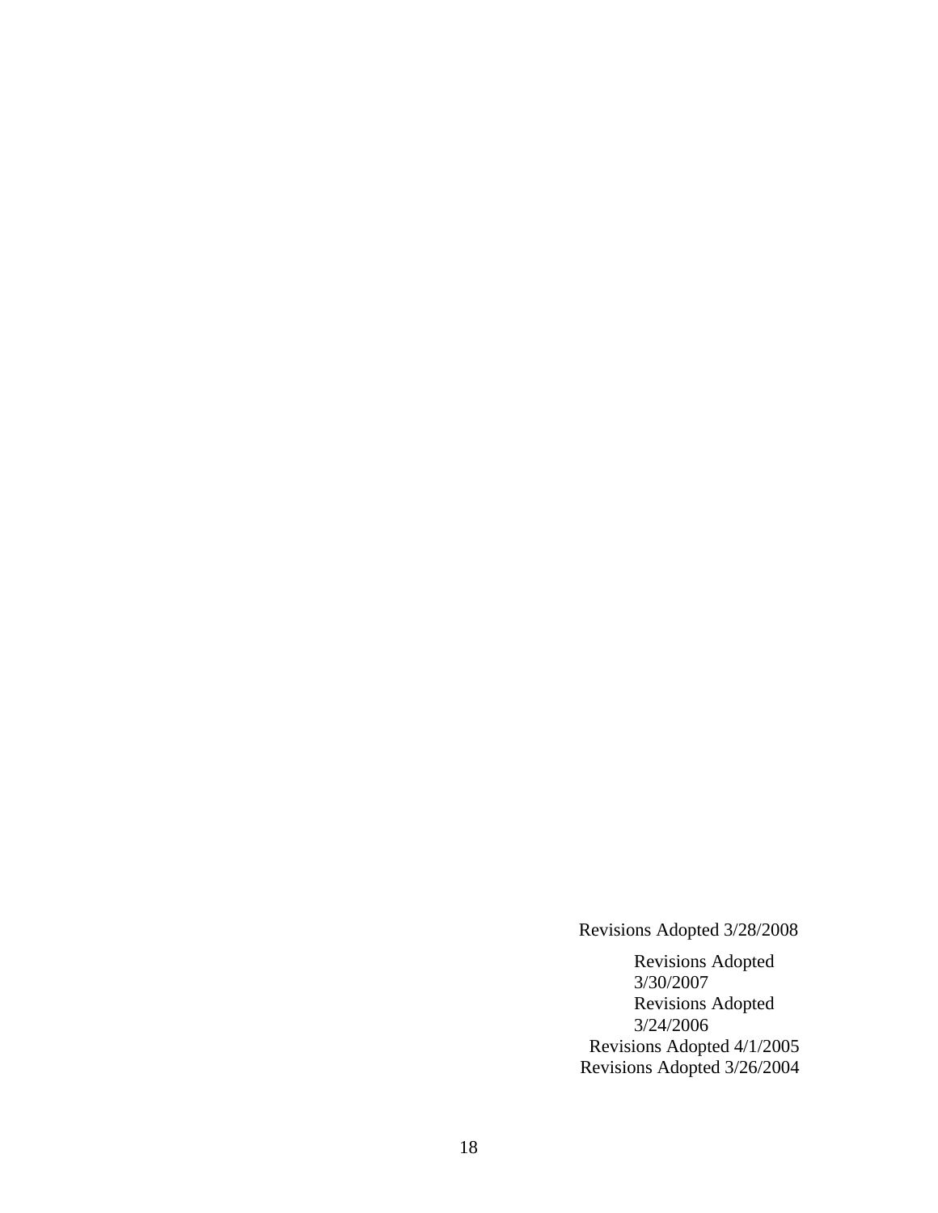Revisions Adopted 3/28/2008

Revisions Adopted 3/30/2007

Revisions Adopted 3/24/2006

Revisions Adopted 4/1/2005

Revisions Adopted 3/26/2004